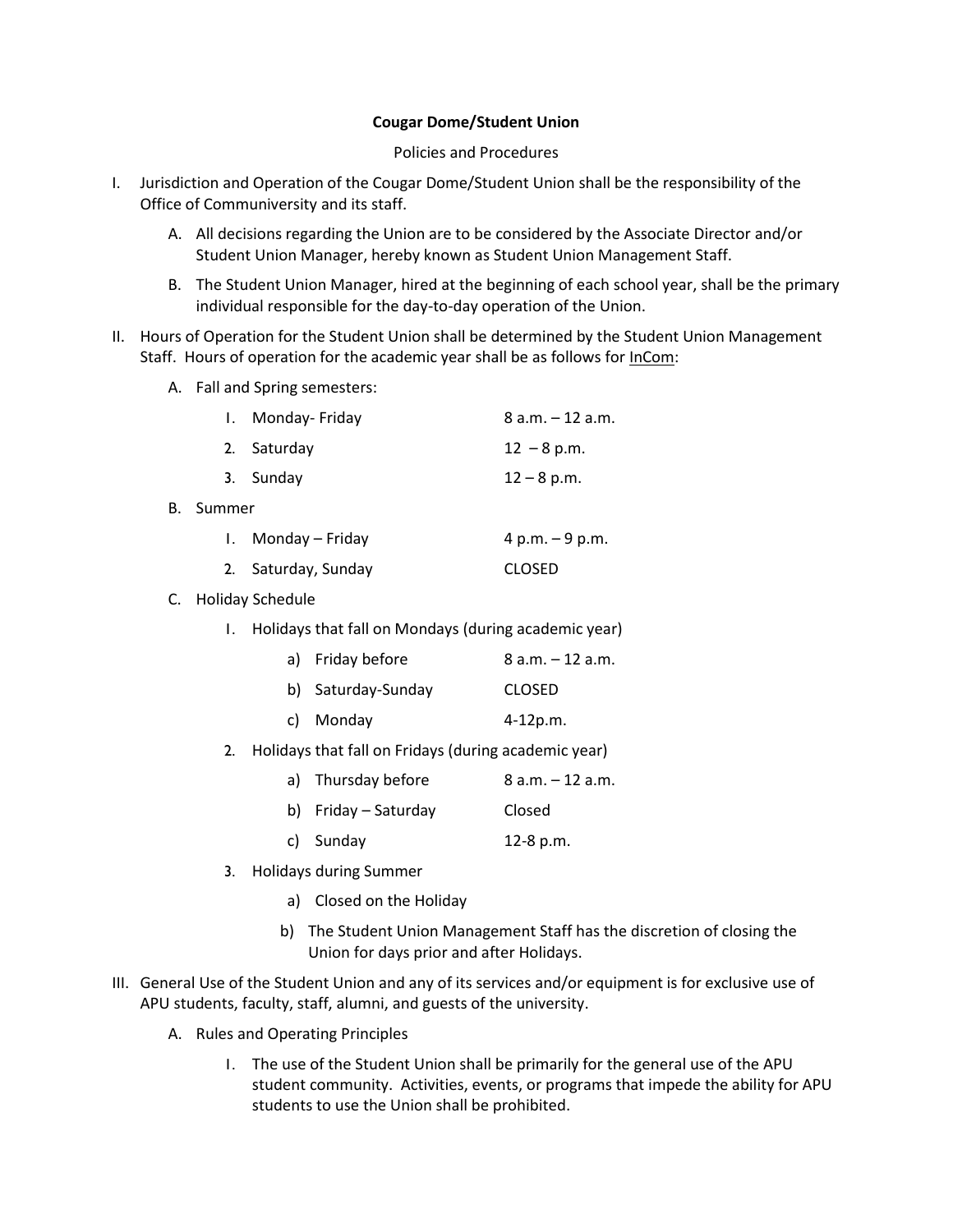**Cougar Dome/Student Union**

Policies and Procedures

I. Jurisdiction and Operation of the Cougar Dome/Student Union shall be the responsibility of the Office of Communiversity and its staff.

   A. All decisions regarding the Union are to be considered by the Associate Director and/or Student Union Manager, hereby known as Student Union Management Staff.

   B. The Student Union Manager, hired at the beginning of each school year, shall be the primary individual responsible for the day-to-day operation of the Union.

II. Hours of Operation for the Student Union shall be determined by the Student Union Management Staff. Hours of operation for the academic year shall be as follows for <u>InCom</u>:

   A. Fall and Spring semesters:

      1. Monday- Friday 8 a.m. – 12 a.m.
      2. Saturday 12 – 8 p.m.
      3. Sunday 12 – 8 p.m.

   B. Summer

      1. Monday – Friday 4 p.m. – 9 p.m.
      2. Saturday, Sunday CLOSED

   C. Holiday Schedule

      1. Holidays that fall on Mondays (during academic year)
         a) Friday before 8 a.m. – 12 a.m.
         b) Saturday-Sunday CLOSED
         c) Monday 4-12p.m.
      2. Holidays that fall on Fridays (during academic year)
         a) Thursday before 8 a.m. – 12 a.m.
         b) Friday – Saturday Closed
         c) Sunday 12-8 p.m.
      3. Holidays during Summer
         a) Closed on the Holiday
         b) The Student Union Management Staff has the discretion of closing the Union for days prior and after Holidays.

III. General Use of the Student Union and any of its services and/or equipment is for exclusive use of APU students, faculty, staff, alumni, and guests of the university.

   A. Rules and Operating Principles

      1. The use of the Student Union shall be primarily for the general use of the APU student community. Activities, events, or programs that impede the ability for APU students to use the Union shall be prohibited.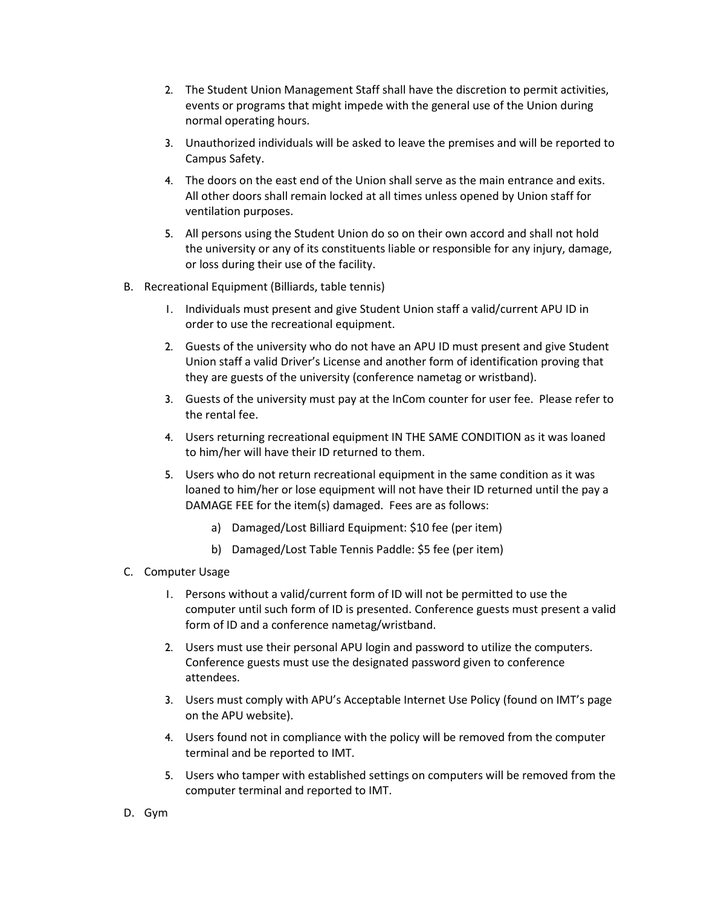2. The Student Union Management Staff shall have the discretion to permit activities, events or programs that might impede with the general use of the Union during normal operating hours.

3. Unauthorized individuals will be asked to leave the premises and will be reported to Campus Safety.

4. The doors on the east end of the Union shall serve as the main entrance and exits. All other doors shall remain locked at all times unless opened by Union staff for ventilation purposes.

5. All persons using the Student Union do so on their own accord and shall not hold the university or any of its constituents liable or responsible for any injury, damage, or loss during their use of the facility.

B. Recreational Equipment (Billiards, table tennis)

1. Individuals must present and give Student Union staff a valid/current APU ID in order to use the recreational equipment.

2. Guests of the university who do not have an APU ID must present and give Student Union staff a valid Driver's License and another form of identification proving that they are guests of the university (conference nametag or wristband).

3. Guests of the university must pay at the InCom counter for user fee. Please refer to the rental fee.

4. Users returning recreational equipment IN THE SAME CONDITION as it was loaned to him/her will have their ID returned to them.

5. Users who do not return recreational equipment in the same condition as it was loaned to him/her or lose equipment will not have their ID returned until the pay a DAMAGE FEE for the item(s) damaged. Fees are as follows:

   a) Damaged/Lost Billiard Equipment: $10 fee (per item)

   b) Damaged/Lost Table Tennis Paddle: $5 fee (per item)

C. Computer Usage

1. Persons without a valid/current form of ID will not be permitted to use the computer until such form of ID is presented. Conference guests must present a valid form of ID and a conference nametag/wristband.

2. Users must use their personal APU login and password to utilize the computers. Conference guests must use the designated password given to conference attendees.

3. Users must comply with APU's Acceptable Internet Use Policy (found on IMT's page on the APU website).

4. Users found not in compliance with the policy will be removed from the computer terminal and be reported to IMT.

5. Users who tamper with established settings on computers will be removed from the computer terminal and reported to IMT.

D. Gym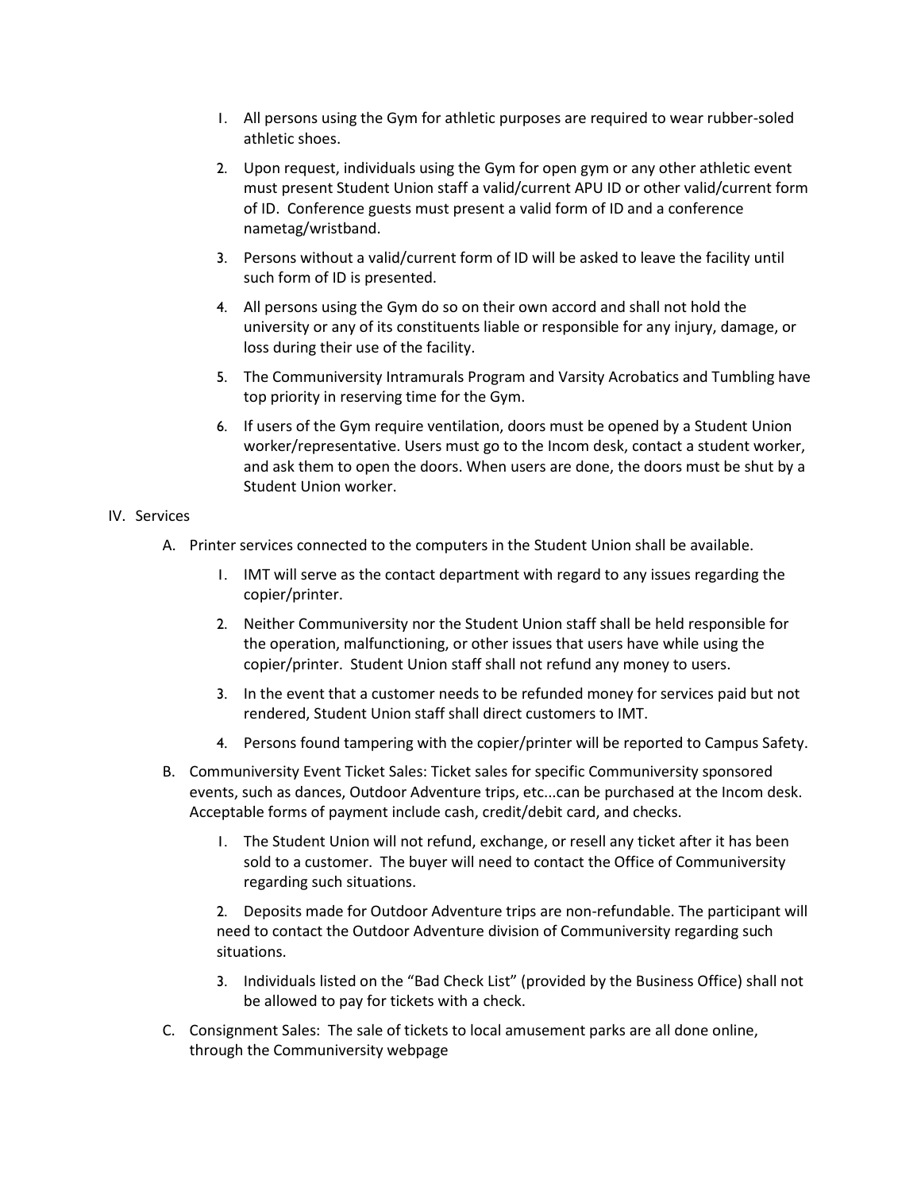1. All persons using the Gym for athletic purposes are required to wear rubber-soled athletic shoes.
2. Upon request, individuals using the Gym for open gym or any other athletic event must present Student Union staff a valid/current APU ID or other valid/current form of ID. Conference guests must present a valid form of ID and a conference nametag/wristband.
3. Persons without a valid/current form of ID will be asked to leave the facility until such form of ID is presented.
4. All persons using the Gym do so on their own accord and shall not hold the university or any of its constituents liable or responsible for any injury, damage, or loss during their use of the facility.
5. The Communiversity Intramurals Program and Varsity Acrobatics and Tumbling have top priority in reserving time for the Gym.
6. If users of the Gym require ventilation, doors must be opened by a Student Union worker/representative. Users must go to the Incom desk, contact a student worker, and ask them to open the doors. When users are done, the doors must be shut by a Student Union worker.

IV. Services

A. Printer services connected to the computers in the Student Union shall be available.

1. IMT will serve as the contact department with regard to any issues regarding the copier/printer.
2. Neither Communiversity nor the Student Union staff shall be held responsible for the operation, malfunctioning, or other issues that users have while using the copier/printer. Student Union staff shall not refund any money to users.
3. In the event that a customer needs to be refunded money for services paid but not rendered, Student Union staff shall direct customers to IMT.
4. Persons found tampering with the copier/printer will be reported to Campus Safety.

B. Communiversity Event Ticket Sales: Ticket sales for specific Communiversity sponsored events, such as dances, Outdoor Adventure trips, etc...can be purchased at the Incom desk. Acceptable forms of payment include cash, credit/debit card, and checks.

1. The Student Union will not refund, exchange, or resell any ticket after it has been sold to a customer. The buyer will need to contact the Office of Communiversity regarding such situations.
2. Deposits made for Outdoor Adventure trips are non-refundable. The participant will need to contact the Outdoor Adventure division of Communiversity regarding such situations.
3. Individuals listed on the "Bad Check List" (provided by the Business Office) shall not be allowed to pay for tickets with a check.

C. Consignment Sales: The sale of tickets to local amusement parks are all done online, through the Communiversity webpage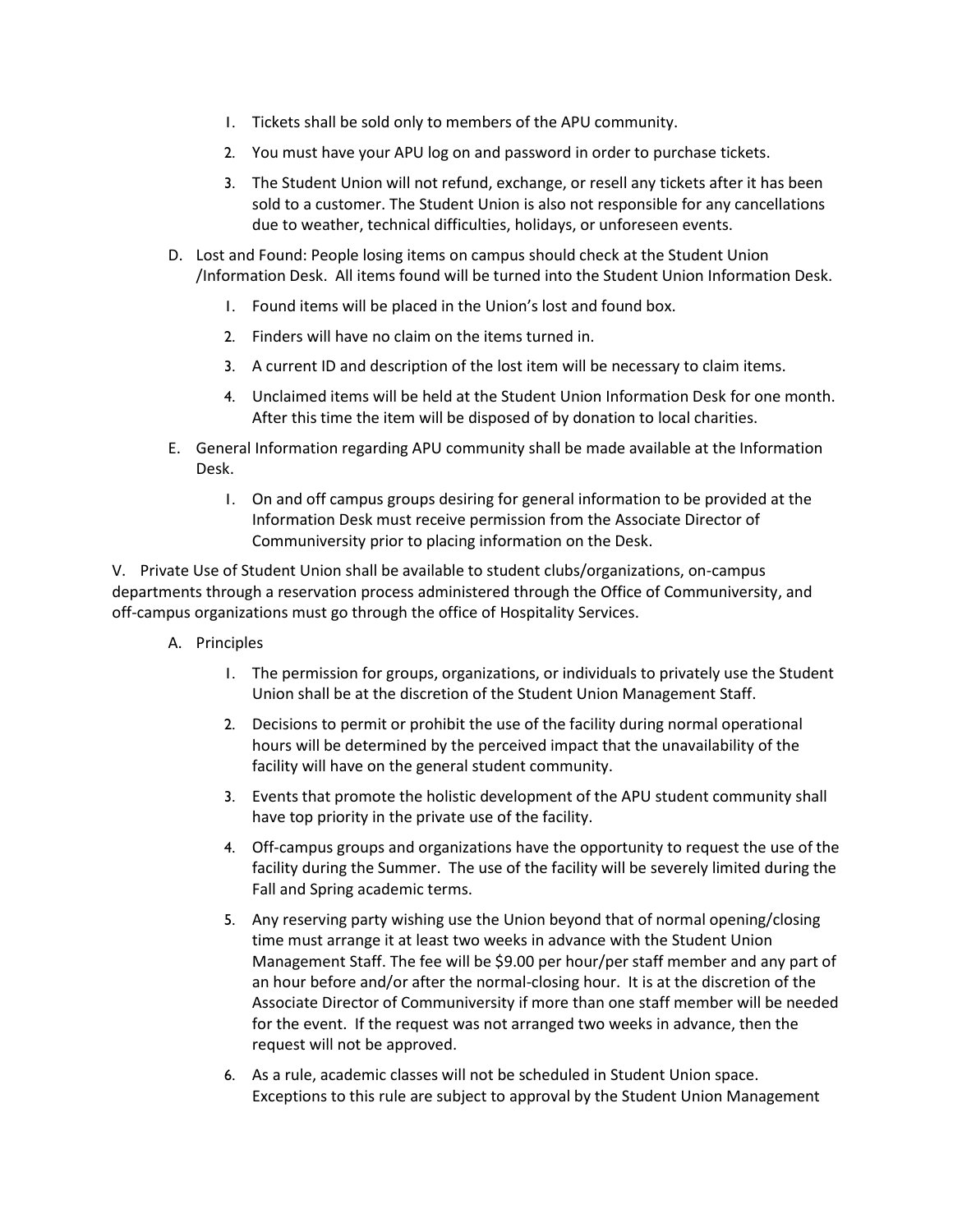1. Tickets shall be sold only to members of the APU community.
2. You must have your APU log on and password in order to purchase tickets.
3. The Student Union will not refund, exchange, or resell any tickets after it has been sold to a customer. The Student Union is also not responsible for any cancellations due to weather, technical difficulties, holidays, or unforeseen events.

D. Lost and Found: People losing items on campus should check at the Student Union /Information Desk. All items found will be turned into the Student Union Information Desk.

1. Found items will be placed in the Union's lost and found box.
2. Finders will have no claim on the items turned in.
3. A current ID and description of the lost item will be necessary to claim items.
4. Unclaimed items will be held at the Student Union Information Desk for one month. After this time the item will be disposed of by donation to local charities.

E. General Information regarding APU community shall be made available at the Information Desk.

1. On and off campus groups desiring for general information to be provided at the Information Desk must receive permission from the Associate Director of Communiversity prior to placing information on the Desk.

V. Private Use of Student Union shall be available to student clubs/organizations, on-campus departments through a reservation process administered through the Office of Communiversity, and off-campus organizations must go through the office of Hospitality Services.

A. Principles

1. The permission for groups, organizations, or individuals to privately use the Student Union shall be at the discretion of the Student Union Management Staff.
2. Decisions to permit or prohibit the use of the facility during normal operational hours will be determined by the perceived impact that the unavailability of the facility will have on the general student community.
3. Events that promote the holistic development of the APU student community shall have top priority in the private use of the facility.
4. Off-campus groups and organizations have the opportunity to request the use of the facility during the Summer. The use of the facility will be severely limited during the Fall and Spring academic terms.
5. Any reserving party wishing use the Union beyond that of normal opening/closing time must arrange it at least two weeks in advance with the Student Union Management Staff. The fee will be $9.00 per hour/per staff member and any part of an hour before and/or after the normal-closing hour. It is at the discretion of the Associate Director of Communiversity if more than one staff member will be needed for the event. If the request was not arranged two weeks in advance, then the request will not be approved.
6. As a rule, academic classes will not be scheduled in Student Union space. Exceptions to this rule are subject to approval by the Student Union Management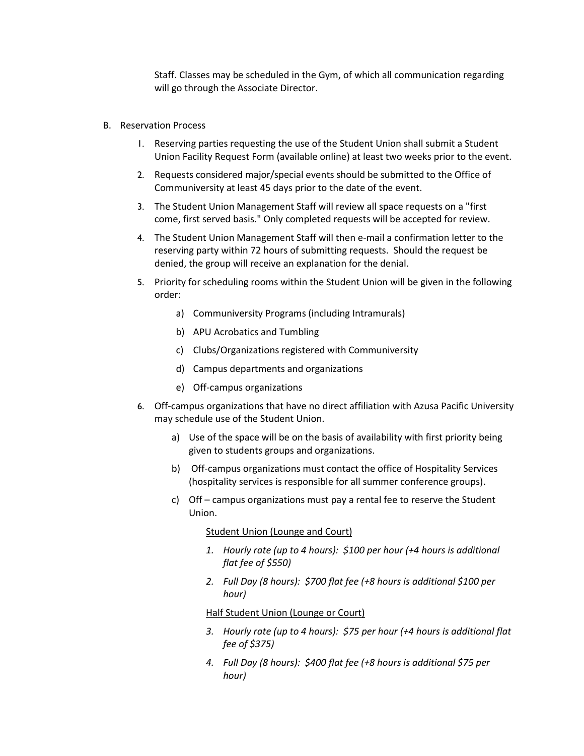Staff. Classes may be scheduled in the Gym, of which all communication regarding will go through the Associate Director.

B. Reservation Process

1. Reserving parties requesting the use of the Student Union shall submit a Student Union Facility Request Form (available online) at least two weeks prior to the event.
2. Requests considered major/special events should be submitted to the Office of Communiversity at least 45 days prior to the date of the event.
3. The Student Union Management Staff will review all space requests on a "first come, first served basis." Only completed requests will be accepted for review.
4. The Student Union Management Staff will then e-mail a confirmation letter to the reserving party within 72 hours of submitting requests. Should the request be denied, the group will receive an explanation for the denial.
5. Priority for scheduling rooms within the Student Union will be given in the following order:
   a) Communiversity Programs (including Intramurals)
   b) APU Acrobatics and Tumbling
   c) Clubs/Organizations registered with Communiversity
   d) Campus departments and organizations
   e) Off-campus organizations
6. Off-campus organizations that have no direct affiliation with Azusa Pacific University may schedule use of the Student Union.
   a) Use of the space will be on the basis of availability with first priority being given to students groups and organizations.
   b) Off-campus organizations must contact the office of Hospitality Services (hospitality services is responsible for all summer conference groups).
   c) Off – campus organizations must pay a rental fee to reserve the Student Union.

      <u>Student Union (Lounge and Court)</u>

      1. *Hourly rate (up to 4 hours): $100 per hour (+4 hours is additional flat fee of $550)*
      2. *Full Day (8 hours): $700 flat fee (+8 hours is additional $100 per hour)*

      <u>Half Student Union (Lounge or Court)</u>

      3. *Hourly rate (up to 4 hours): $75 per hour (+4 hours is additional flat fee of $375)*
      4. *Full Day (8 hours): $400 flat fee (+8 hours is additional $75 per hour)*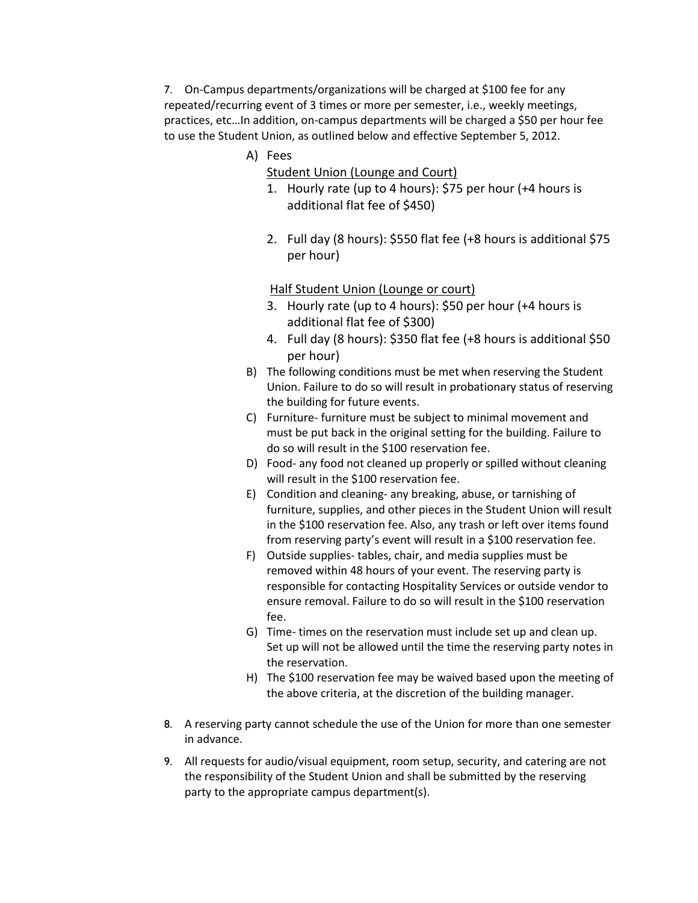7. On-Campus departments/organizations will be charged at $100 fee for any repeated/recurring event of 3 times or more per semester, i.e., weekly meetings, practices, etc…In addition, on-campus departments will be charged a $50 per hour fee to use the Student Union, as outlined below and effective September 5, 2012.

   A) Fees

      Student Union (Lounge and Court)

      1. Hourly rate (up to 4 hours): $75 per hour (+4 hours is additional flat fee of $450)
      2. Full day (8 hours): $550 flat fee (+8 hours is additional $75 per hour)

      Half Student Union (Lounge or court)

      3. Hourly rate (up to 4 hours): $50 per hour (+4 hours is additional flat fee of $300)
      4. Full day (8 hours): $350 flat fee (+8 hours is additional $50 per hour)

   B) The following conditions must be met when reserving the Student Union. Failure to do so will result in probationary status of reserving the building for future events.
   C) Furniture- furniture must be subject to minimal movement and must be put back in the original setting for the building. Failure to do so will result in the $100 reservation fee.
   D) Food- any food not cleaned up properly or spilled without cleaning will result in the $100 reservation fee.
   E) Condition and cleaning- any breaking, abuse, or tarnishing of furniture, supplies, and other pieces in the Student Union will result in the $100 reservation fee. Also, any trash or left over items found from reserving party's event will result in a $100 reservation fee.
   F) Outside supplies- tables, chair, and media supplies must be removed within 48 hours of your event. The reserving party is responsible for contacting Hospitality Services or outside vendor to ensure removal. Failure to do so will result in the $100 reservation fee.
   G) Time- times on the reservation must include set up and clean up. Set up will not be allowed until the time the reserving party notes in the reservation.
   H) The $100 reservation fee may be waived based upon the meeting of the above criteria, at the discretion of the building manager.

8. A reserving party cannot schedule the use of the Union for more than one semester in advance.

9. All requests for audio/visual equipment, room setup, security, and catering are not the responsibility of the Student Union and shall be submitted by the reserving party to the appropriate campus department(s).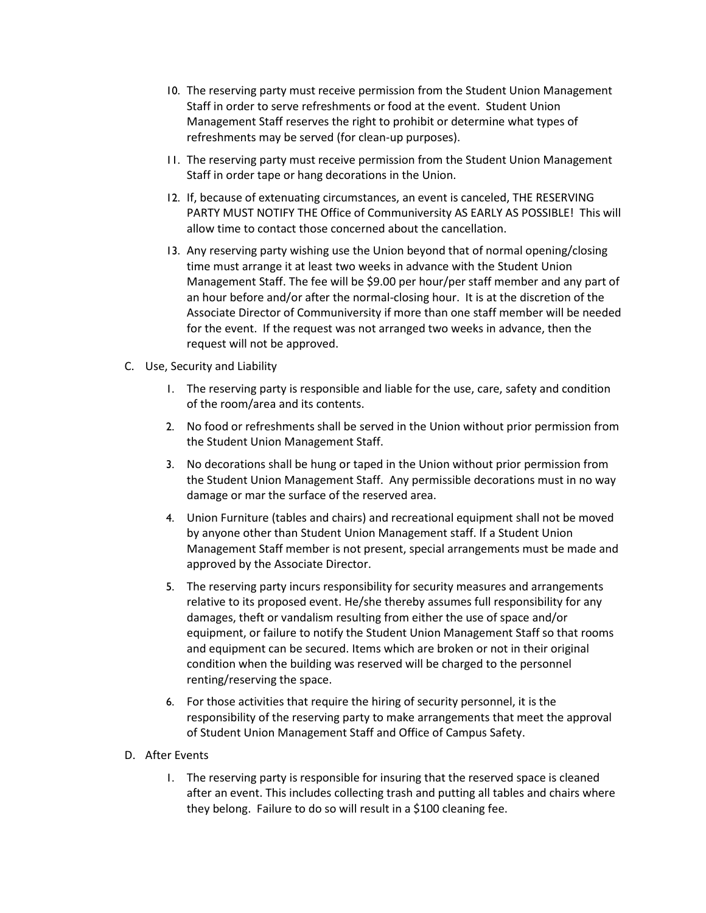10. The reserving party must receive permission from the Student Union Management Staff in order to serve refreshments or food at the event. Student Union Management Staff reserves the right to prohibit or determine what types of refreshments may be served (for clean-up purposes).

11. The reserving party must receive permission from the Student Union Management Staff in order tape or hang decorations in the Union.

12. If, because of extenuating circumstances, an event is canceled, THE RESERVING PARTY MUST NOTIFY THE Office of Communiversity AS EARLY AS POSSIBLE! This will allow time to contact those concerned about the cancellation.

13. Any reserving party wishing use the Union beyond that of normal opening/closing time must arrange it at least two weeks in advance with the Student Union Management Staff. The fee will be $9.00 per hour/per staff member and any part of an hour before and/or after the normal-closing hour. It is at the discretion of the Associate Director of Communiversity if more than one staff member will be needed for the event. If the request was not arranged two weeks in advance, then the request will not be approved.

C. Use, Security and Liability

1. The reserving party is responsible and liable for the use, care, safety and condition of the room/area and its contents.

2. No food or refreshments shall be served in the Union without prior permission from the Student Union Management Staff.

3. No decorations shall be hung or taped in the Union without prior permission from the Student Union Management Staff. Any permissible decorations must in no way damage or mar the surface of the reserved area.

4. Union Furniture (tables and chairs) and recreational equipment shall not be moved by anyone other than Student Union Management staff. If a Student Union Management Staff member is not present, special arrangements must be made and approved by the Associate Director.

5. The reserving party incurs responsibility for security measures and arrangements relative to its proposed event. He/she thereby assumes full responsibility for any damages, theft or vandalism resulting from either the use of space and/or equipment, or failure to notify the Student Union Management Staff so that rooms and equipment can be secured. Items which are broken or not in their original condition when the building was reserved will be charged to the personnel renting/reserving the space.

6. For those activities that require the hiring of security personnel, it is the responsibility of the reserving party to make arrangements that meet the approval of Student Union Management Staff and Office of Campus Safety.

D. After Events

1. The reserving party is responsible for insuring that the reserved space is cleaned after an event. This includes collecting trash and putting all tables and chairs where they belong. Failure to do so will result in a $100 cleaning fee.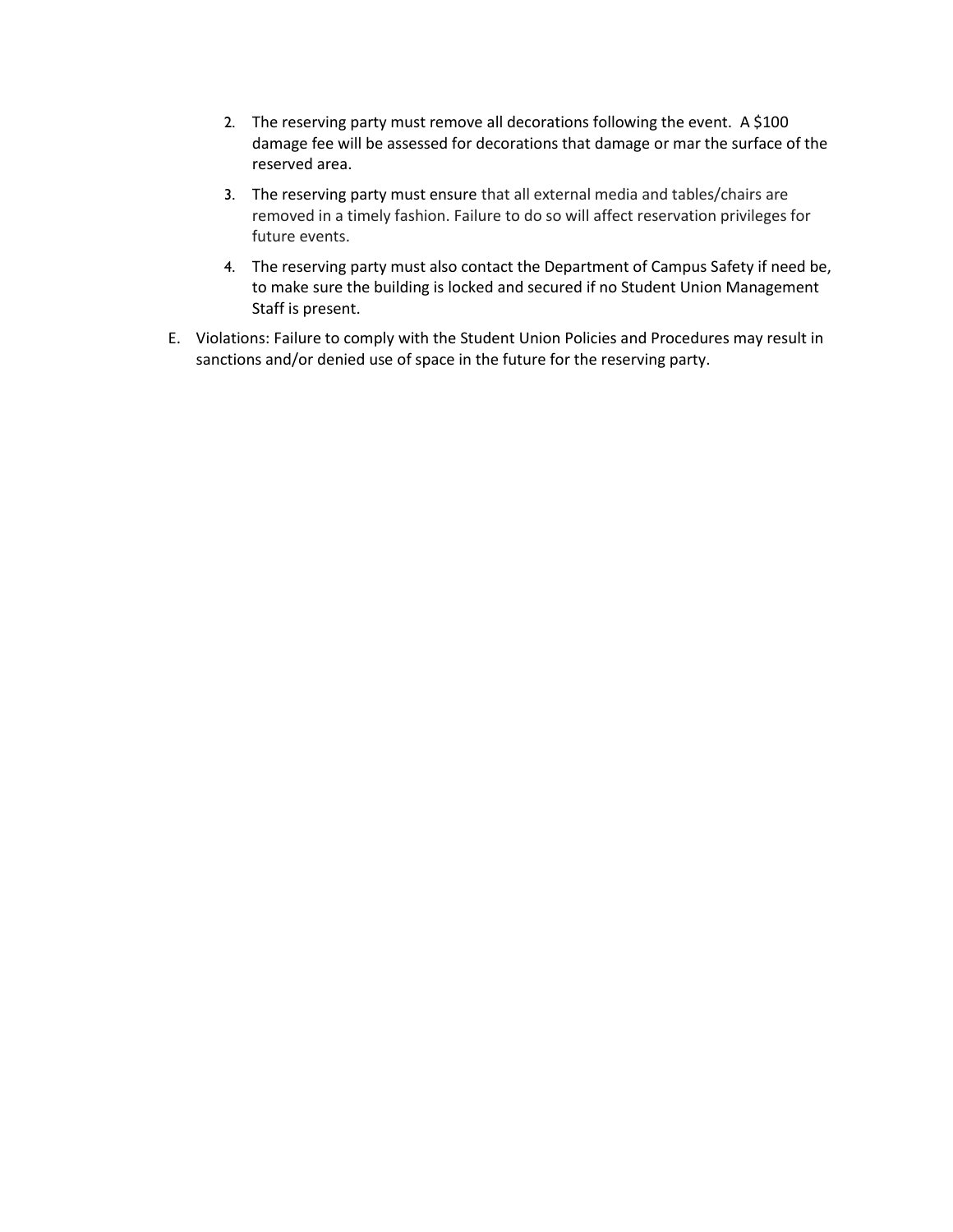2. The reserving party must remove all decorations following the event. A $100 damage fee will be assessed for decorations that damage or mar the surface of the reserved area.
3. The reserving party must ensure that all external media and tables/chairs are removed in a timely fashion. Failure to do so will affect reservation privileges for future events.
4. The reserving party must also contact the Department of Campus Safety if need be, to make sure the building is locked and secured if no Student Union Management Staff is present.

E. Violations: Failure to comply with the Student Union Policies and Procedures may result in sanctions and/or denied use of space in the future for the reserving party.